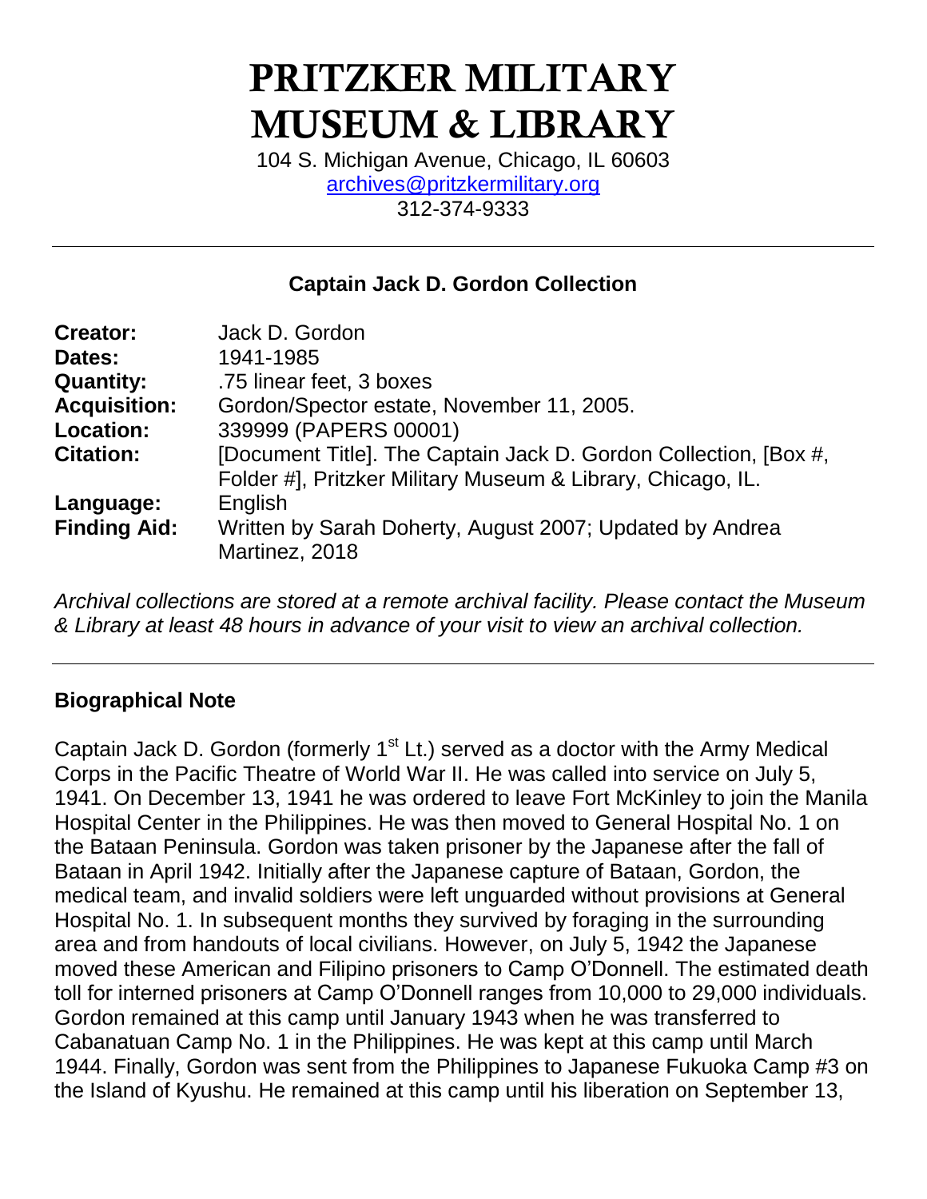# PRITZKER MILITARY MUSEUM & LIBRARY

104 S. Michigan Avenue, Chicago, IL 60603
archives@pritzkermilitary.org
312-374-9333

---

## Captain Jack D. Gordon Collection

| | |
|---|---|
| **Creator:** | Jack D. Gordon |
| **Dates:** | 1941-1985 |
| **Quantity:** | .75 linear feet, 3 boxes |
| **Acquisition:** | Gordon/Spector estate, November 11, 2005. |
| **Location:** | 339999 (PAPERS 00001) |
| **Citation:** | [Document Title]. The Captain Jack D. Gordon Collection, [Box #, Folder #], Pritzker Military Museum & Library, Chicago, IL. |
| **Language:** | English |
| **Finding Aid:** | Written by Sarah Doherty, August 2007; Updated by Andrea Martinez, 2018 |

*Archival collections are stored at a remote archival facility. Please contact the Museum & Library at least 48 hours in advance of your visit to view an archival collection.*

---

### Biographical Note

Captain Jack D. Gordon (formerly 1st Lt.) served as a doctor with the Army Medical Corps in the Pacific Theatre of World War II. He was called into service on July 5, 1941. On December 13, 1941 he was ordered to leave Fort McKinley to join the Manila Hospital Center in the Philippines. He was then moved to General Hospital No. 1 on the Bataan Peninsula. Gordon was taken prisoner by the Japanese after the fall of Bataan in April 1942. Initially after the Japanese capture of Bataan, Gordon, the medical team, and invalid soldiers were left unguarded without provisions at General Hospital No. 1. In subsequent months they survived by foraging in the surrounding area and from handouts of local civilians. However, on July 5, 1942 the Japanese moved these American and Filipino prisoners to Camp O'Donnell. The estimated death toll for interned prisoners at Camp O'Donnell ranges from 10,000 to 29,000 individuals. Gordon remained at this camp until January 1943 when he was transferred to Cabanatuan Camp No. 1 in the Philippines. He was kept at this camp until March 1944. Finally, Gordon was sent from the Philippines to Japanese Fukuoka Camp #3 on the Island of Kyushu. He remained at this camp until his liberation on September 13,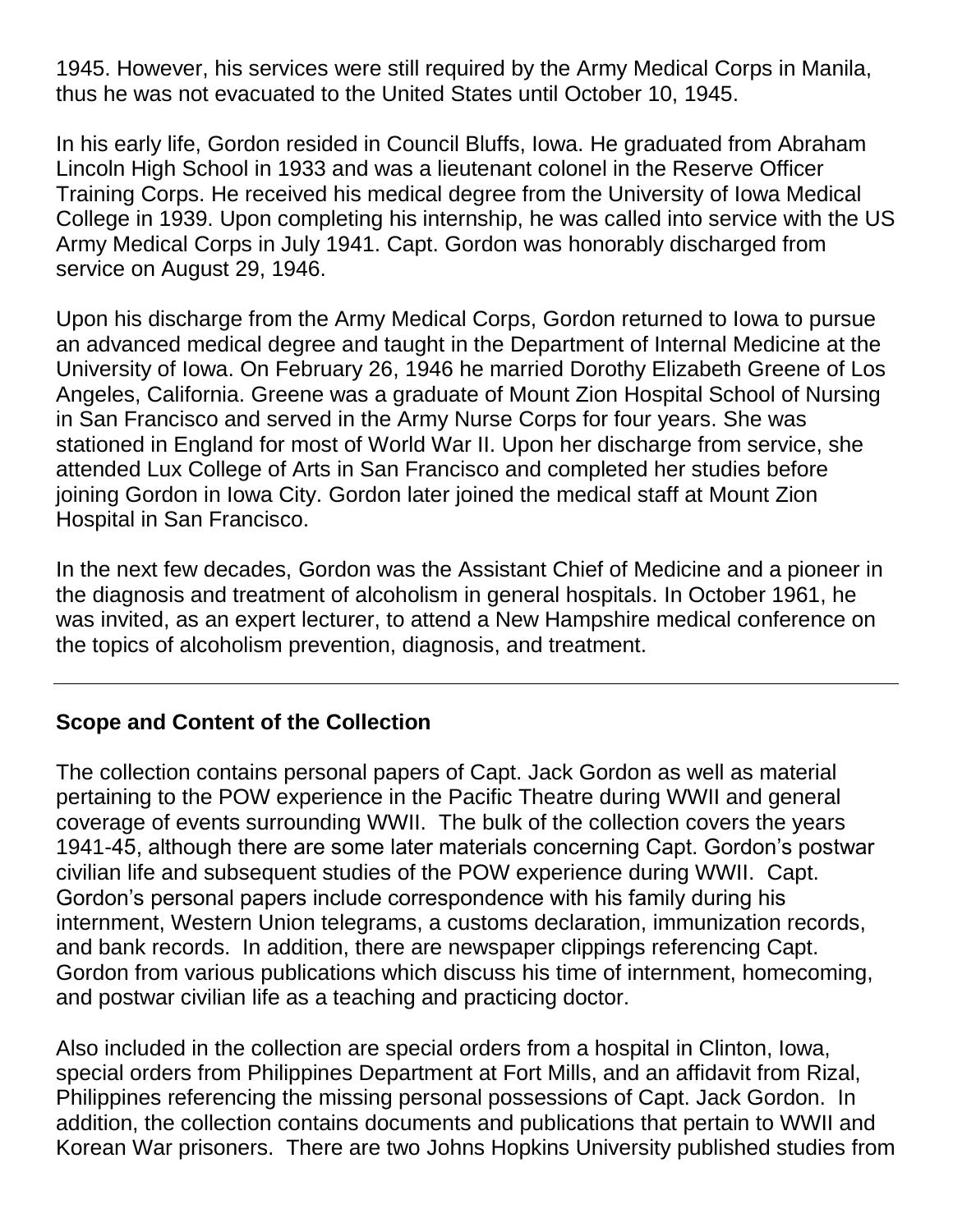1945. However, his services were still required by the Army Medical Corps in Manila, thus he was not evacuated to the United States until October 10, 1945.

In his early life, Gordon resided in Council Bluffs, Iowa. He graduated from Abraham Lincoln High School in 1933 and was a lieutenant colonel in the Reserve Officer Training Corps. He received his medical degree from the University of Iowa Medical College in 1939. Upon completing his internship, he was called into service with the US Army Medical Corps in July 1941. Capt. Gordon was honorably discharged from service on August 29, 1946.

Upon his discharge from the Army Medical Corps, Gordon returned to Iowa to pursue an advanced medical degree and taught in the Department of Internal Medicine at the University of Iowa. On February 26, 1946 he married Dorothy Elizabeth Greene of Los Angeles, California. Greene was a graduate of Mount Zion Hospital School of Nursing in San Francisco and served in the Army Nurse Corps for four years. She was stationed in England for most of World War II. Upon her discharge from service, she attended Lux College of Arts in San Francisco and completed her studies before joining Gordon in Iowa City. Gordon later joined the medical staff at Mount Zion Hospital in San Francisco.

In the next few decades, Gordon was the Assistant Chief of Medicine and a pioneer in the diagnosis and treatment of alcoholism in general hospitals. In October 1961, he was invited, as an expert lecturer, to attend a New Hampshire medical conference on the topics of alcoholism prevention, diagnosis, and treatment.

---

## Scope and Content of the Collection

The collection contains personal papers of Capt. Jack Gordon as well as material pertaining to the POW experience in the Pacific Theatre during WWII and general coverage of events surrounding WWII. The bulk of the collection covers the years 1941-45, although there are some later materials concerning Capt. Gordon's postwar civilian life and subsequent studies of the POW experience during WWII. Capt. Gordon's personal papers include correspondence with his family during his internment, Western Union telegrams, a customs declaration, immunization records, and bank records. In addition, there are newspaper clippings referencing Capt. Gordon from various publications which discuss his time of internment, homecoming, and postwar civilian life as a teaching and practicing doctor.

Also included in the collection are special orders from a hospital in Clinton, Iowa, special orders from Philippines Department at Fort Mills, and an affidavit from Rizal, Philippines referencing the missing personal possessions of Capt. Jack Gordon. In addition, the collection contains documents and publications that pertain to WWII and Korean War prisoners. There are two Johns Hopkins University published studies from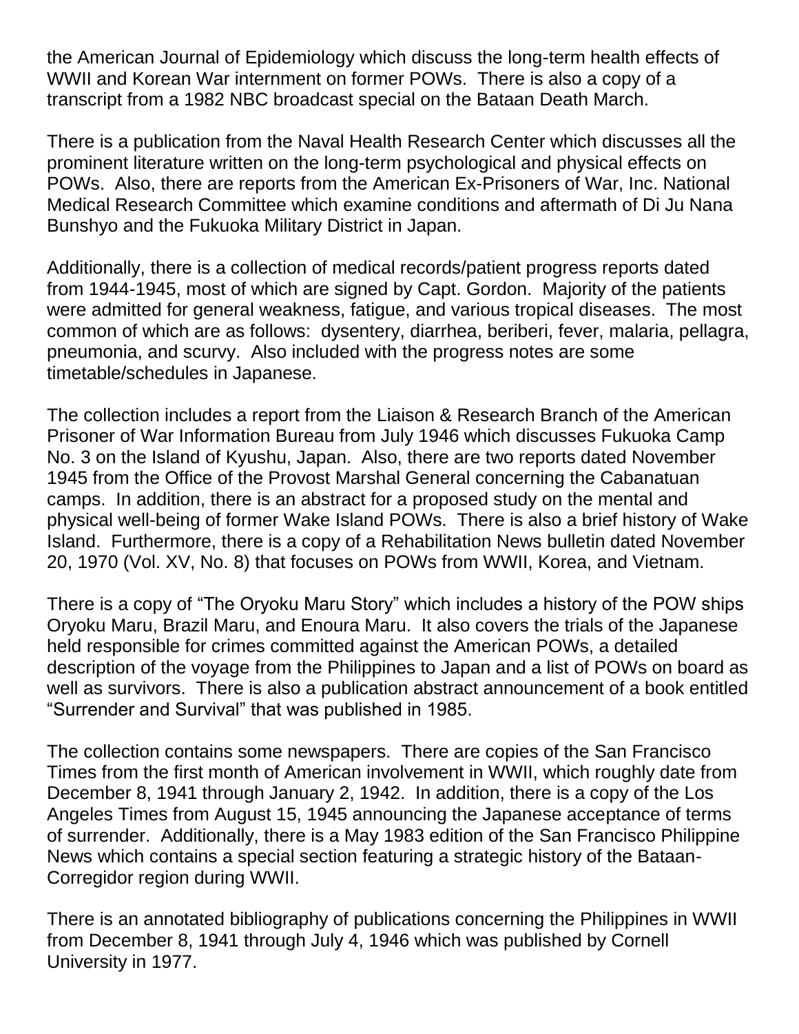the American Journal of Epidemiology which discuss the long-term health effects of WWII and Korean War internment on former POWs. There is also a copy of a transcript from a 1982 NBC broadcast special on the Bataan Death March.

There is a publication from the Naval Health Research Center which discusses all the prominent literature written on the long-term psychological and physical effects on POWs. Also, there are reports from the American Ex-Prisoners of War, Inc. National Medical Research Committee which examine conditions and aftermath of Di Ju Nana Bunshyo and the Fukuoka Military District in Japan.

Additionally, there is a collection of medical records/patient progress reports dated from 1944-1945, most of which are signed by Capt. Gordon. Majority of the patients were admitted for general weakness, fatigue, and various tropical diseases. The most common of which are as follows: dysentery, diarrhea, beriberi, fever, malaria, pellagra, pneumonia, and scurvy. Also included with the progress notes are some timetable/schedules in Japanese.

The collection includes a report from the Liaison & Research Branch of the American Prisoner of War Information Bureau from July 1946 which discusses Fukuoka Camp No. 3 on the Island of Kyushu, Japan. Also, there are two reports dated November 1945 from the Office of the Provost Marshal General concerning the Cabanatuan camps. In addition, there is an abstract for a proposed study on the mental and physical well-being of former Wake Island POWs. There is also a brief history of Wake Island. Furthermore, there is a copy of a Rehabilitation News bulletin dated November 20, 1970 (Vol. XV, No. 8) that focuses on POWs from WWII, Korea, and Vietnam.

There is a copy of "The Oryoku Maru Story" which includes a history of the POW ships Oryoku Maru, Brazil Maru, and Enoura Maru. It also covers the trials of the Japanese held responsible for crimes committed against the American POWs, a detailed description of the voyage from the Philippines to Japan and a list of POWs on board as well as survivors. There is also a publication abstract announcement of a book entitled "Surrender and Survival" that was published in 1985.

The collection contains some newspapers. There are copies of the San Francisco Times from the first month of American involvement in WWII, which roughly date from December 8, 1941 through January 2, 1942. In addition, there is a copy of the Los Angeles Times from August 15, 1945 announcing the Japanese acceptance of terms of surrender. Additionally, there is a May 1983 edition of the San Francisco Philippine News which contains a special section featuring a strategic history of the Bataan-Corregidor region during WWII.

There is an annotated bibliography of publications concerning the Philippines in WWII from December 8, 1941 through July 4, 1946 which was published by Cornell University in 1977.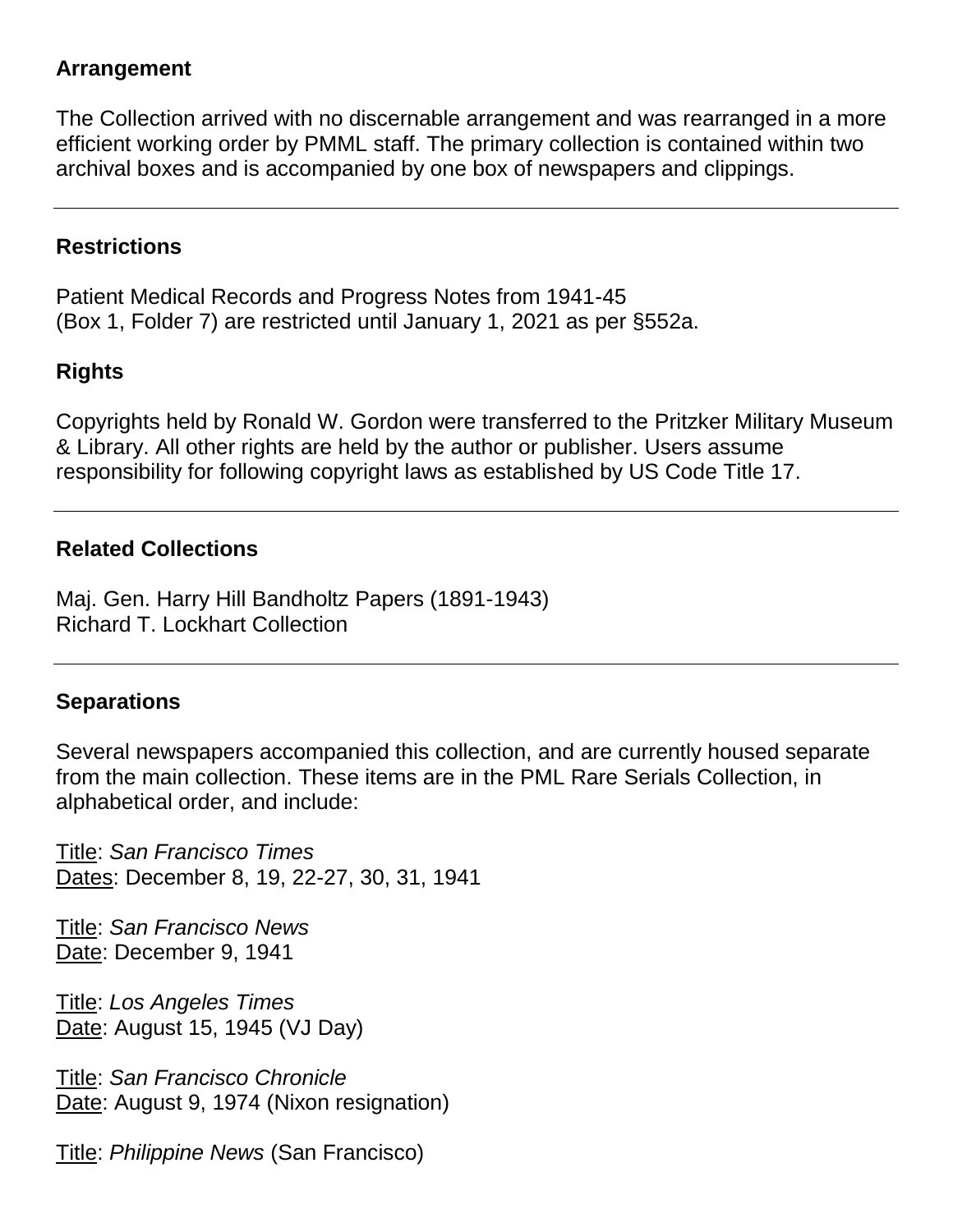## Arrangement

The Collection arrived with no discernable arrangement and was rearranged in a more efficient working order by PMML staff. The primary collection is contained within two archival boxes and is accompanied by one box of newspapers and clippings.

---

## Restrictions

Patient Medical Records and Progress Notes from 1941-45
(Box 1, Folder 7) are restricted until January 1, 2021 as per §552a.

## Rights

Copyrights held by Ronald W. Gordon were transferred to the Pritzker Military Museum & Library. All other rights are held by the author or publisher. Users assume responsibility for following copyright laws as established by US Code Title 17.

---

## Related Collections

Maj. Gen. Harry Hill Bandholtz Papers (1891-1943)
Richard T. Lockhart Collection

---

## Separations

Several newspapers accompanied this collection, and are currently housed separate from the main collection. These items are in the PML Rare Serials Collection, in alphabetical order, and include:

<u>Title</u>: *San Francisco Times*
<u>Dates</u>: December 8, 19, 22-27, 30, 31, 1941

<u>Title</u>: *San Francisco News*
<u>Date</u>: December 9, 1941

<u>Title</u>: *Los Angeles Times*
<u>Date</u>: August 15, 1945 (VJ Day)

<u>Title</u>: *San Francisco Chronicle*
<u>Date</u>: August 9, 1974 (Nixon resignation)

<u>Title</u>: *Philippine News* (San Francisco)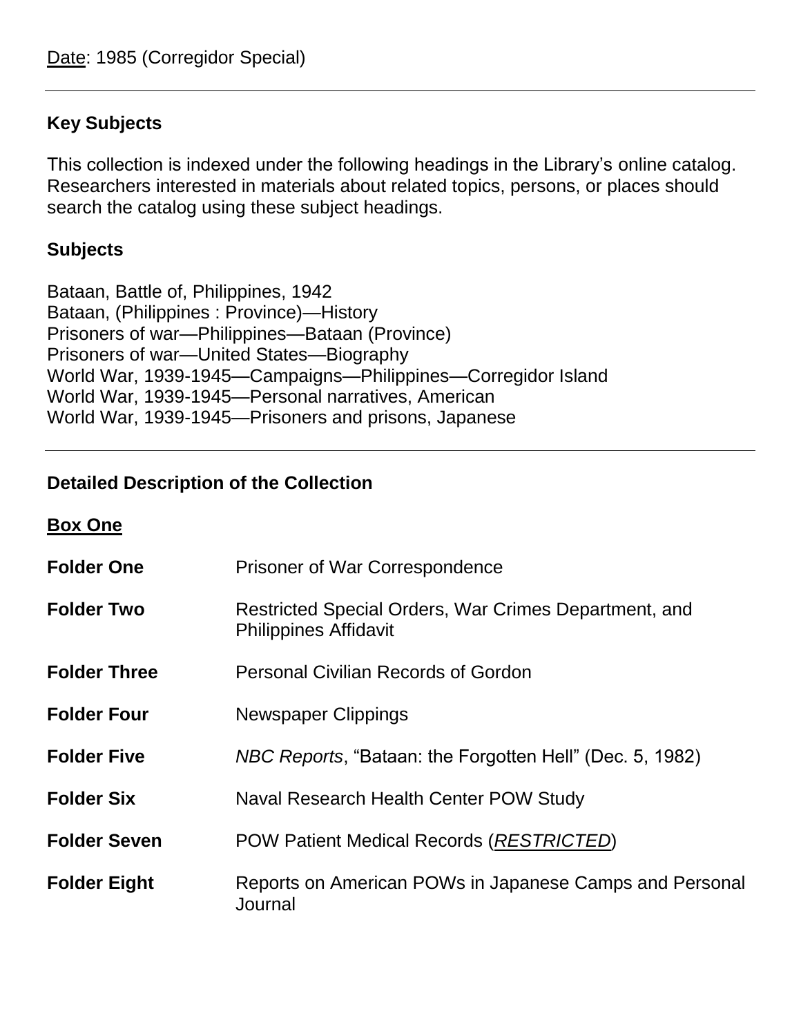<u>Date</u>: 1985 (Corregidor Special)

---

### Key Subjects

This collection is indexed under the following headings in the Library's online catalog. Researchers interested in materials about related topics, persons, or places should search the catalog using these subject headings.

### Subjects

Bataan, Battle of, Philippines, 1942
Bataan, (Philippines : Province)—History
Prisoners of war—Philippines—Bataan (Province)
Prisoners of war—United States—Biography
World War, 1939-1945—Campaigns—Philippines—Corregidor Island
World War, 1939-1945—Personal narratives, American
World War, 1939-1945—Prisoners and prisons, Japanese

---

### Detailed Description of the Collection

**<u>Box One</u>**

| | |
|---|---|
| **Folder One** | Prisoner of War Correspondence |
| **Folder Two** | Restricted Special Orders, War Crimes Department, and Philippines Affidavit |
| **Folder Three** | Personal Civilian Records of Gordon |
| **Folder Four** | Newspaper Clippings |
| **Folder Five** | *NBC Reports*, "Bataan: the Forgotten Hell" (Dec. 5, 1982) |
| **Folder Six** | Naval Research Health Center POW Study |
| **Folder Seven** | POW Patient Medical Records (*<u>RESTRICTED</u>*) |
| **Folder Eight** | Reports on American POWs in Japanese Camps and Personal Journal |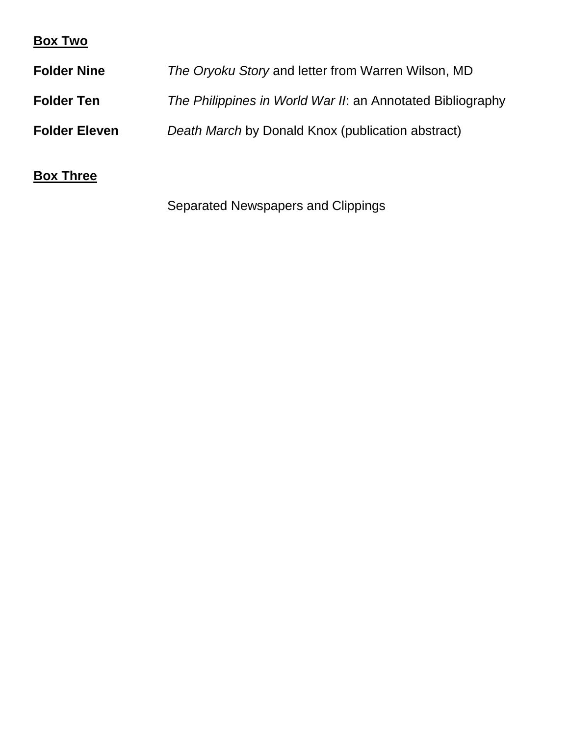**<u>Box Two</u>**

| | |
|---|---|
| **Folder Nine** | *The Oryoku Story* and letter from Warren Wilson, MD |
| **Folder Ten** | *The Philippines in World War II*: an Annotated Bibliography |
| **Folder Eleven** | *Death March* by Donald Knox (publication abstract) |

**<u>Box Three</u>**

Separated Newspapers and Clippings